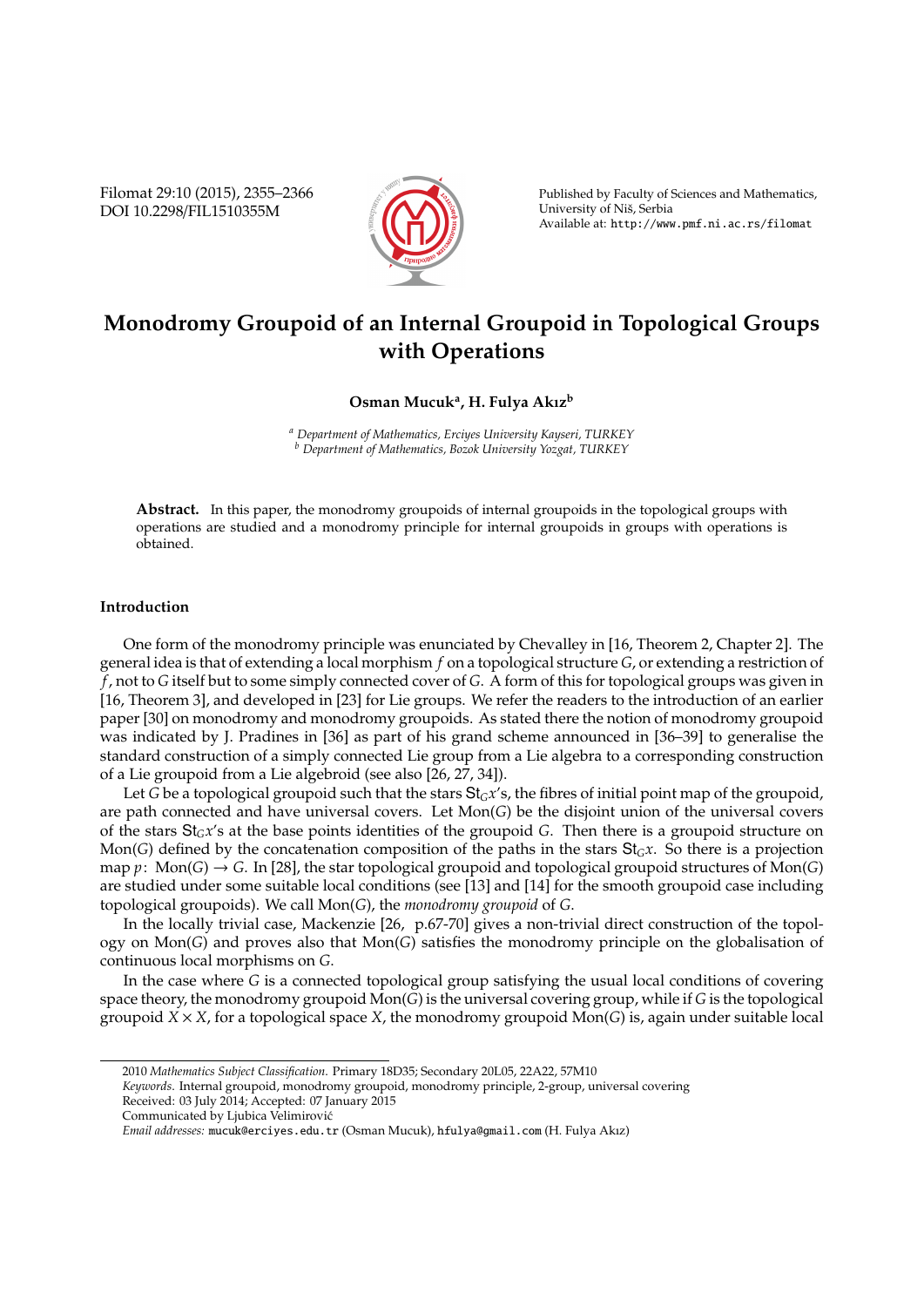# Monodromy Groupoid of an Internal Groupoid in Topological Groups with Operations

**Osman Mucuk[a], H. Fulya Akız[b]**

[a] *Department of Mathematics, Erciyes University Kayseri, TURKEY*
[b] *Department of Mathematics, Bozok University Yozgat, TURKEY*

**Abstract.** In this paper, the monodromy groupoids of internal groupoids in the topological groups with operations are studied and a monodromy principle for internal groupoids in groups with operations is obtained.

## Introduction

One form of the monodromy principle was enunciated by Chevalley in [16, Theorem 2, Chapter 2]. The general idea is that of extending a local morphism $f$ on a topological structure $G$, or extending a restriction of $f$, not to $G$ itself but to some simply connected cover of $G$. A form of this for topological groups was given in [16, Theorem 3], and developed in [23] for Lie groups. We refer the readers to the introduction of an earlier paper [30] on monodromy and monodromy groupoids. As stated there the notion of monodromy groupoid was indicated by J. Pradines in [36] as part of his grand scheme announced in [36–39] to generalise the standard construction of a simply connected Lie group from a Lie algebra to a corresponding construction of a Lie groupoid from a Lie algebroid (see also [26, 27, 34]).

Let $G$ be a topological groupoid such that the stars $\mathsf{St}_G x$'s, the fibres of initial point map of the groupoid, are path connected and have universal covers. Let $\mathrm{Mon}(G)$ be the disjoint union of the universal covers of the stars $\mathsf{St}_G x$'s at the base points identities of the groupoid $G$. Then there is a groupoid structure on $\mathrm{Mon}(G)$ defined by the concatenation composition of the paths in the stars $\mathsf{St}_G x$. So there is a projection map $p\colon \mathrm{Mon}(G) \to G$. In [28], the star topological groupoid and topological groupoid structures of $\mathrm{Mon}(G)$ are studied under some suitable local conditions (see [13] and [14] for the smooth groupoid case including topological groupoids). We call $\mathrm{Mon}(G)$, the *monodromy groupoid* of $G$.

In the locally trivial case, Mackenzie [26, p.67-70] gives a non-trivial direct construction of the topology on $\mathrm{Mon}(G)$ and proves also that $\mathrm{Mon}(G)$ satisfies the monodromy principle on the globalisation of continuous local morphisms on $G$.

In the case where $G$ is a connected topological group satisfying the usual local conditions of covering space theory, the monodromy groupoid $\mathrm{Mon}(G)$ is the universal covering group, while if $G$ is the topological groupoid $X \times X$, for a topological space $X$, the monodromy groupoid $\mathrm{Mon}(G)$ is, again under suitable local

---

2010 *Mathematics Subject Classification.* Primary 18D35; Secondary 20L05, 22A22, 57M10

*Keywords.* Internal groupoid, monodromy groupoid, monodromy principle, 2-group, universal covering

Received: 03 July 2014; Accepted: 07 January 2015

Communicated by Ljubica Velimirović

*Email addresses:* mucuk@erciyes.edu.tr (Osman Mucuk), hfulya@gmail.com (H. Fulya Akız)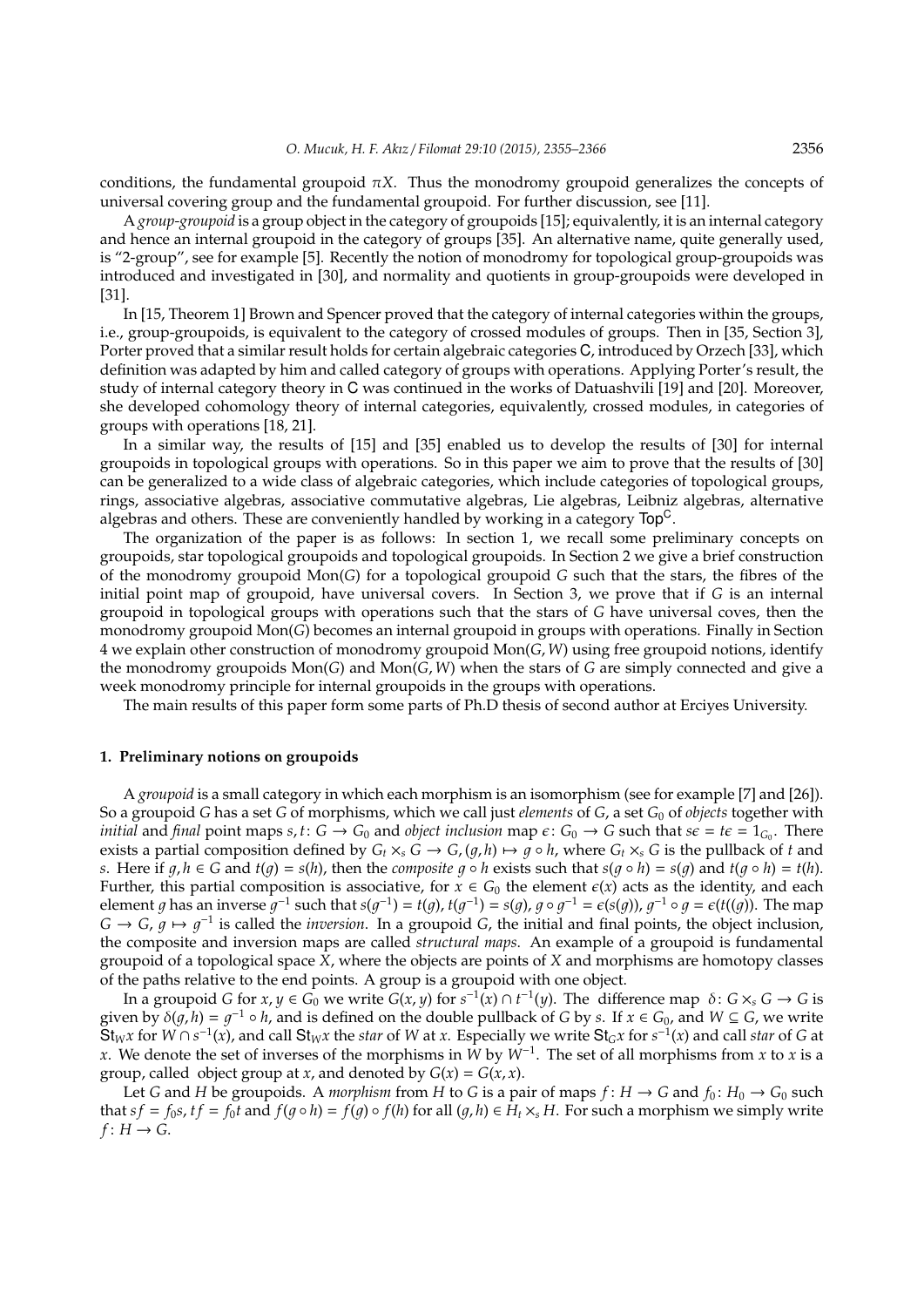conditions, the fundamental groupoid $\pi X$. Thus the monodromy groupoid generalizes the concepts of universal covering group and the fundamental groupoid. For further discussion, see [11].

A *group-groupoid* is a group object in the category of groupoids [15]; equivalently, it is an internal category and hence an internal groupoid in the category of groups [35]. An alternative name, quite generally used, is "2-group", see for example [5]. Recently the notion of monodromy for topological group-groupoids was introduced and investigated in [30], and normality and quotients in group-groupoids were developed in [31].

In [15, Theorem 1] Brown and Spencer proved that the category of internal categories within the groups, i.e., group-groupoids, is equivalent to the category of crossed modules of groups. Then in [35, Section 3], Porter proved that a similar result holds for certain algebraic categories $\mathsf{C}$, introduced by Orzech [33], which definition was adapted by him and called category of groups with operations. Applying Porter's result, the study of internal category theory in $\mathsf{C}$ was continued in the works of Datuashvili [19] and [20]. Moreover, she developed cohomology theory of internal categories, equivalently, crossed modules, in categories of groups with operations [18, 21].

In a similar way, the results of [15] and [35] enabled us to develop the results of [30] for internal groupoids in topological groups with operations. So in this paper we aim to prove that the results of [30] can be generalized to a wide class of algebraic categories, which include categories of topological groups, rings, associative algebras, associative commutative algebras, Lie algebras, Leibniz algebras, alternative algebras and others. These are conveniently handled by working in a category $\mathsf{Top}^{\mathsf{C}}$.

The organization of the paper is as follows: In section 1, we recall some preliminary concepts on groupoids, star topological groupoids and topological groupoids. In Section 2 we give a brief construction of the monodromy groupoid $\mathrm{Mon}(G)$ for a topological groupoid $G$ such that the stars, the fibres of the initial point map of groupoid, have universal covers. In Section 3, we prove that if $G$ is an internal groupoid in topological groups with operations such that the stars of $G$ have universal coves, then the monodromy groupoid $\mathrm{Mon}(G)$ becomes an internal groupoid in groups with operations. Finally in Section 4 we explain other construction of monodromy groupoid $\mathrm{Mon}(G, W)$ using free groupoid notions, identify the monodromy groupoids $\mathrm{Mon}(G)$ and $\mathrm{Mon}(G, W)$ when the stars of $G$ are simply connected and give a week monodromy principle for internal groupoids in the groups with operations.

The main results of this paper form some parts of Ph.D thesis of second author at Erciyes University.

## 1. Preliminary notions on groupoids

A *groupoid* is a small category in which each morphism is an isomorphism (see for example [7] and [26]). So a groupoid $G$ has a set $G$ of morphisms, which we call just *elements* of $G$, a set $G_0$ of *objects* together with *initial* and *final* point maps $s, t\colon G \to G_0$ and *object inclusion* map $\epsilon\colon G_0 \to G$ such that $s\epsilon = t\epsilon = 1_{G_0}$. There exists a partial composition defined by $G_t \times_s G \to G, (g, h) \mapsto g \circ h$, where $G_t \times_s G$ is the pullback of $t$ and $s$. Here if $g, h \in G$ and $t(g) = s(h)$, then the *composite* $g \circ h$ exists such that $s(g \circ h) = s(g)$ and $t(g \circ h) = t(h)$. Further, this partial composition is associative, for $x \in G_0$ the element $\epsilon(x)$ acts as the identity, and each element $g$ has an inverse $g^{-1}$ such that $s(g^{-1}) = t(g)$, $t(g^{-1}) = s(g)$, $g \circ g^{-1} = \epsilon(s(g))$, $g^{-1} \circ g = \epsilon(t((g))$. The map $G \to G$, $g \mapsto g^{-1}$ is called the *inversion*. In a groupoid $G$, the initial and final points, the object inclusion, the composite and inversion maps are called *structural maps*. An example of a groupoid is fundamental groupoid of a topological space $X$, where the objects are points of $X$ and morphisms are homotopy classes of the paths relative to the end points. A group is a groupoid with one object.

In a groupoid $G$ for $x, y \in G_0$ we write $G(x, y)$ for $s^{-1}(x) \cap t^{-1}(y)$. The difference map $\delta\colon G \times_s G \to G$ is given by $\delta(g, h) = g^{-1} \circ h$, and is defined on the double pullback of $G$ by $s$. If $x \in G_0$, and $W \subseteq G$, we write $\mathsf{St}_W x$ for $W \cap s^{-1}(x)$, and call $\mathsf{St}_W x$ the *star* of $W$ at $x$. Especially we write $\mathsf{St}_G x$ for $s^{-1}(x)$ and call *star* of $G$ at $x$. We denote the set of inverses of the morphisms in $W$ by $W^{-1}$. The set of all morphisms from $x$ to $x$ is a group, called object group at $x$, and denoted by $G(x) = G(x, x)$.

Let $G$ and $H$ be groupoids. A *morphism* from $H$ to $G$ is a pair of maps $f\colon H \to G$ and $f_0\colon H_0 \to G_0$ such that $sf = f_0 s$, $tf = f_0 t$ and $f(g \circ h) = f(g) \circ f(h)$ for all $(g, h) \in H_t \times_s H$. For such a morphism we simply write $f\colon H \to G$.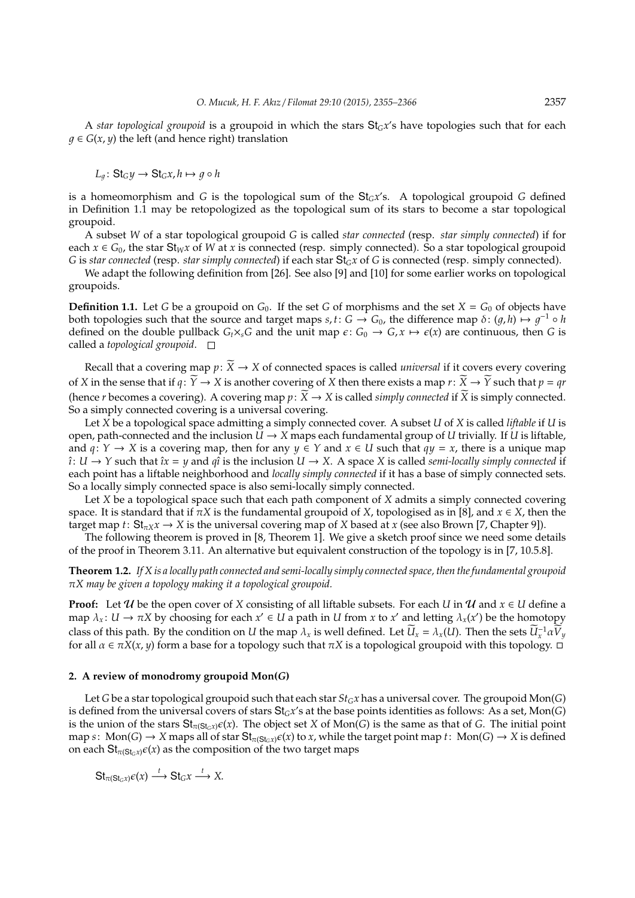A *star topological groupoid* is a groupoid in which the stars $\mathsf{St}_G x$'s have topologies such that for each $g \in G(x, y)$ the left (and hence right) translation

$$L_g \colon \mathsf{St}_G y \to \mathsf{St}_G x, h \mapsto g \circ h$$

is a homeomorphism and $G$ is the topological sum of the $\mathsf{St}_G x$'s. A topological groupoid $G$ defined in Definition 1.1 may be retopologized as the topological sum of its stars to become a star topological groupoid.

A subset $W$ of a star topological groupoid $G$ is called *star connected* (resp. *star simply connected*) if for each $x \in G_0$, the star $\mathsf{St}_W x$ of $W$ at $x$ is connected (resp. simply connected). So a star topological groupoid $G$ is *star connected* (resp. *star simply connected*) if each star $\mathsf{St}_G x$ of $G$ is connected (resp. simply connected).

We adapt the following definition from [26]. See also [9] and [10] for some earlier works on topological groupoids.

**Definition 1.1.** Let $G$ be a groupoid on $G_0$. If the set $G$ of morphisms and the set $X = G_0$ of objects have both topologies such that the source and target maps $s, t \colon G \to G_0$, the difference map $\delta \colon (g, h) \mapsto g^{-1} \circ h$ defined on the double pullback $G_t \times_s G$ and the unit map $\epsilon \colon G_0 \to G, x \mapsto \epsilon(x)$ are continuous, then $G$ is called a *topological groupoid*. □

Recall that a covering map $p \colon \widetilde{X} \to X$ of connected spaces is called *universal* if it covers every covering of $X$ in the sense that if $q \colon \widetilde{Y} \to X$ is another covering of $X$ then there exists a map $r \colon \widetilde{X} \to \widetilde{Y}$ such that $p = qr$ (hence $r$ becomes a covering). A covering map $p \colon \widetilde{X} \to X$ is called *simply connected* if $\widetilde{X}$ is simply connected. So a simply connected covering is a universal covering.

Let $X$ be a topological space admitting a simply connected cover. A subset $U$ of $X$ is called *liftable* if $U$ is open, path-connected and the inclusion $U \to X$ maps each fundamental group of $U$ trivially. If $U$ is liftable, and $q \colon Y \to X$ is a covering map, then for any $y \in Y$ and $x \in U$ such that $qy = x$, there is a unique map $\hat{\imath} \colon U \to Y$ such that $\hat{\imath}x = y$ and $q\hat{\imath}$ is the inclusion $U \to X$. A space $X$ is called *semi-locally simply connected* if each point has a liftable neighborhood and *locally simply connected* if it has a base of simply connected sets. So a locally simply connected space is also semi-locally simply connected.

Let $X$ be a topological space such that each path component of $X$ admits a simply connected covering space. It is standard that if $\pi X$ is the fundamental groupoid of $X$, topologised as in [8], and $x \in X$, then the target map $t \colon \mathsf{St}_{\pi X} x \to X$ is the universal covering map of $X$ based at $x$ (see also Brown [7, Chapter 9]).

The following theorem is proved in [8, Theorem 1]. We give a sketch proof since we need some details of the proof in Theorem 3.11. An alternative but equivalent construction of the topology is in [7, 10.5.8].

**Theorem 1.2.** *If $X$ is a locally path connected and semi-locally simply connected space, then the fundamental groupoid $\pi X$ may be given a topology making it a topological groupoid.*

**Proof:** Let $\mathcal{U}$ be the open cover of $X$ consisting of all liftable subsets. For each $U$ in $\mathcal{U}$ and $x \in U$ define a map $\lambda_x \colon U \to \pi X$ by choosing for each $x' \in U$ a path in $U$ from $x$ to $x'$ and letting $\lambda_x(x')$ be the homotopy class of this path. By the condition on $U$ the map $\lambda_x$ is well defined. Let $\widetilde{U}_x = \lambda_x(U)$. Then the sets $\widetilde{U}_x^{-1} \alpha \widetilde{V}_y$ for all $\alpha \in \pi X(x, y)$ form a base for a topology such that $\pi X$ is a topological groupoid with this topology. □

## 2. A review of monodromy groupoid Mon($G$)

Let $G$ be a star topological groupoid such that each star $St_G x$ has a universal cover. The groupoid Mon($G$) is defined from the universal covers of stars $\mathsf{St}_G x$'s at the base points identities as follows: As a set, Mon($G$) is the union of the stars $\mathsf{St}_{\pi(\mathsf{St}_G x)} \epsilon(x)$. The object set $X$ of Mon($G$) is the same as that of $G$. The initial point map $s \colon \mathrm{Mon}(G) \to X$ maps all of star $\mathsf{St}_{\pi(\mathsf{St}_G x)} \epsilon(x)$ to $x$, while the target point map $t \colon \mathrm{Mon}(G) \to X$ is defined on each $\mathsf{St}_{\pi(\mathsf{St}_G x)} \epsilon(x)$ as the composition of the two target maps

$$\mathsf{St}_{\pi(\mathsf{St}_G x)} \epsilon(x) \xrightarrow{t} \mathsf{St}_G x \xrightarrow{t} X.$$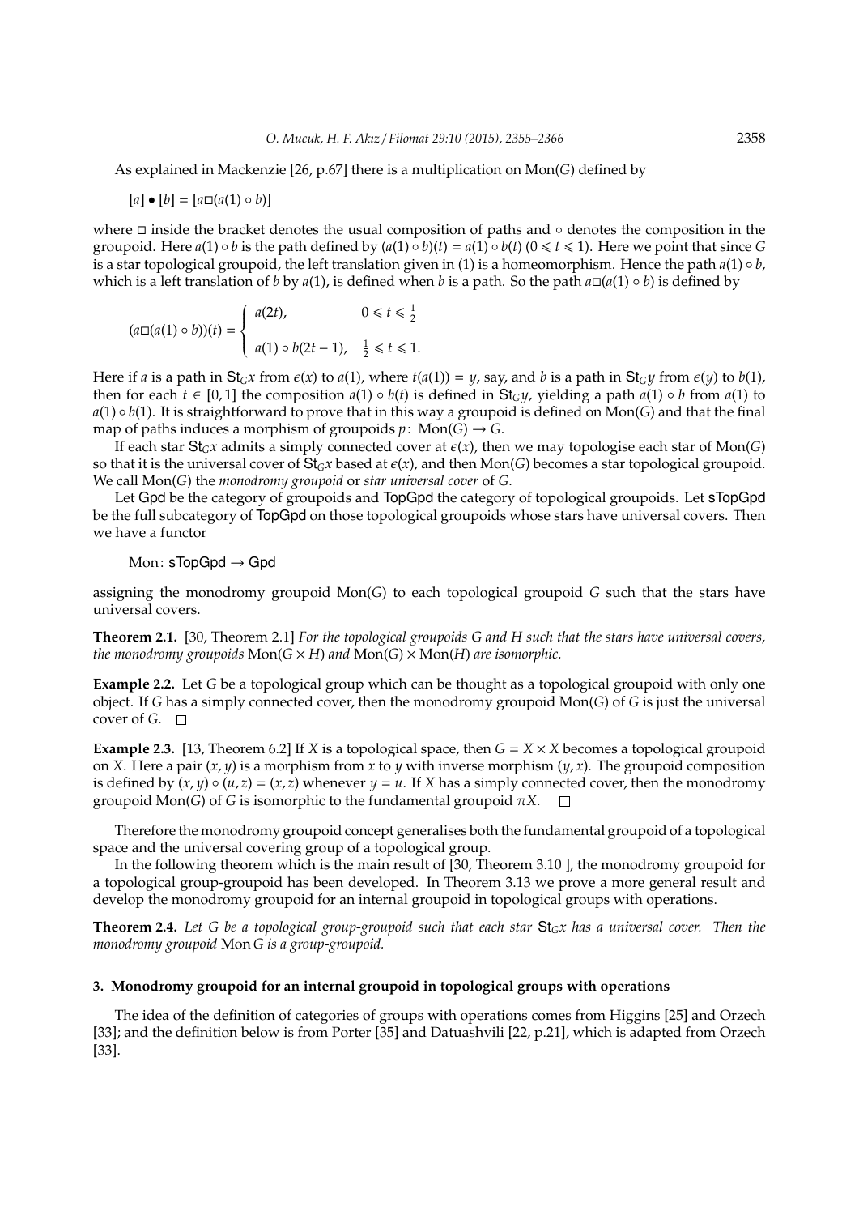As explained in Mackenzie [26, p.67] there is a multiplication on $\mathrm{Mon}(G)$ defined by

$$[a] \bullet [b] = [a \square (a(1) \circ b)]$$

where $\square$ inside the bracket denotes the usual composition of paths and $\circ$ denotes the composition in the groupoid. Here $a(1) \circ b$ is the path defined by $(a(1) \circ b)(t) = a(1) \circ b(t)$ $(0 \leqslant t \leqslant 1)$. Here we point that since $G$ is a star topological groupoid, the left translation given in (1) is a homeomorphism. Hence the path $a(1) \circ b$, which is a left translation of $b$ by $a(1)$, is defined when $b$ is a path. So the path $a \square (a(1) \circ b)$ is defined by

$$(a \square (a(1) \circ b))(t) = \begin{cases} a(2t), & 0 \leqslant t \leqslant \frac{1}{2} \\ a(1) \circ b(2t-1), & \frac{1}{2} \leqslant t \leqslant 1. \end{cases}$$

Here if $a$ is a path in $\mathsf{St}_G x$ from $\epsilon(x)$ to $a(1)$, where $t(a(1)) = y$, say, and $b$ is a path in $\mathsf{St}_G y$ from $\epsilon(y)$ to $b(1)$, then for each $t \in [0,1]$ the composition $a(1) \circ b(t)$ is defined in $\mathsf{St}_G y$, yielding a path $a(1) \circ b$ from $a(1)$ to $a(1) \circ b(1)$. It is straightforward to prove that in this way a groupoid is defined on $\mathrm{Mon}(G)$ and that the final map of paths induces a morphism of groupoids $p \colon \mathrm{Mon}(G) \to G$.

If each star $\mathsf{St}_G x$ admits a simply connected cover at $\epsilon(x)$, then we may topologise each star of $\mathrm{Mon}(G)$ so that it is the universal cover of $\mathsf{St}_G x$ based at $\epsilon(x)$, and then $\mathrm{Mon}(G)$ becomes a star topological groupoid. We call $\mathrm{Mon}(G)$ the *monodromy groupoid* or *star universal cover* of $G$.

Let $\mathsf{Gpd}$ be the category of groupoids and $\mathsf{TopGpd}$ the category of topological groupoids. Let $\mathsf{sTopGpd}$ be the full subcategory of $\mathsf{TopGpd}$ on those topological groupoids whose stars have universal covers. Then we have a functor

$$\mathrm{Mon} \colon \mathsf{sTopGpd} \to \mathsf{Gpd}$$

assigning the monodromy groupoid $\mathrm{Mon}(G)$ to each topological groupoid $G$ such that the stars have universal covers.

**Theorem 2.1.** [30, Theorem 2.1] *For the topological groupoids $G$ and $H$ such that the stars have universal covers, the monodromy groupoids $\mathrm{Mon}(G \times H)$ and $\mathrm{Mon}(G) \times \mathrm{Mon}(H)$ are isomorphic.*

**Example 2.2.** Let $G$ be a topological group which can be thought as a topological groupoid with only one object. If $G$ has a simply connected cover, then the monodromy groupoid $\mathrm{Mon}(G)$ of $G$ is just the universal cover of $G$. $\square$

**Example 2.3.** [13, Theorem 6.2] If $X$ is a topological space, then $G = X \times X$ becomes a topological groupoid on $X$. Here a pair $(x, y)$ is a morphism from $x$ to $y$ with inverse morphism $(y, x)$. The groupoid composition is defined by $(x, y) \circ (u, z) = (x, z)$ whenever $y = u$. If $X$ has a simply connected cover, then the monodromy groupoid $\mathrm{Mon}(G)$ of $G$ is isomorphic to the fundamental groupoid $\pi X$. $\square$

Therefore the monodromy groupoid concept generalises both the fundamental groupoid of a topological space and the universal covering group of a topological group.

In the following theorem which is the main result of [30, Theorem 3.10 ], the monodromy groupoid for a topological group-groupoid has been developed. In Theorem 3.13 we prove a more general result and develop the monodromy groupoid for an internal groupoid in topological groups with operations.

**Theorem 2.4.** *Let $G$ be a topological group-groupoid such that each star $\mathsf{St}_G x$ has a universal cover. Then the monodromy groupoid $\mathrm{Mon}\, G$ is a group-groupoid.*

## 3. Monodromy groupoid for an internal groupoid in topological groups with operations

The idea of the definition of categories of groups with operations comes from Higgins [25] and Orzech [33]; and the definition below is from Porter [35] and Datuashvili [22, p.21], which is adapted from Orzech [33].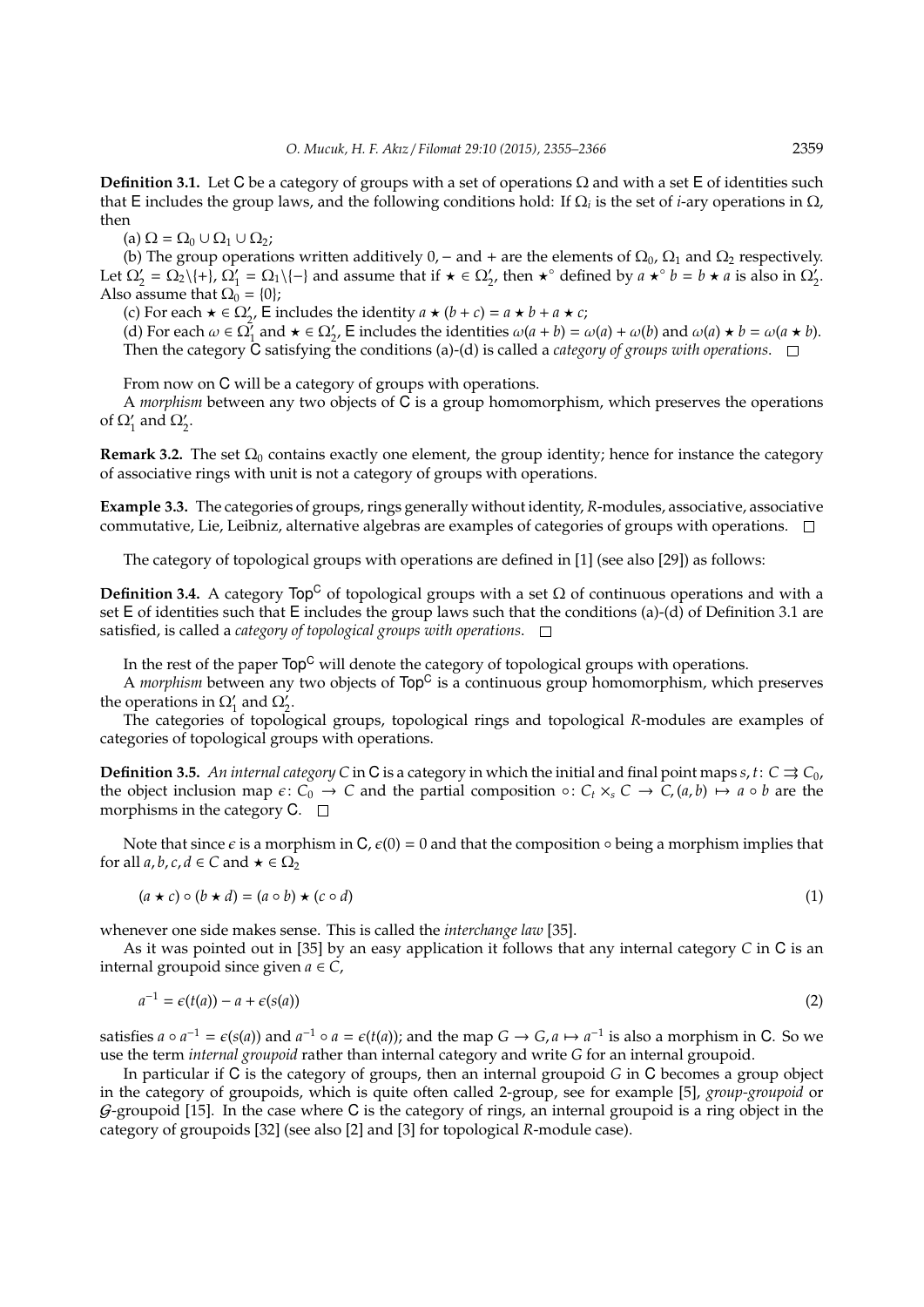**Definition 3.1.** Let $\mathsf{C}$ be a category of groups with a set of operations $\Omega$ and with a set $\mathsf{E}$ of identities such that $\mathsf{E}$ includes the group laws, and the following conditions hold: If $\Omega_i$ is the set of $i$-ary operations in $\Omega$, then

(a) $\Omega = \Omega_0 \cup \Omega_1 \cup \Omega_2$;

(b) The group operations written additively $0, -$ and $+$ are the elements of $\Omega_0$, $\Omega_1$ and $\Omega_2$ respectively. Let $\Omega_2' = \Omega_2 \backslash \{+\}$, $\Omega_1' = \Omega_1 \backslash \{-\}$ and assume that if $\star \in \Omega_2'$, then $\star^\circ$ defined by $a \star^\circ b = b \star a$ is also in $\Omega_2'$. Also assume that $\Omega_0 = \{0\}$;

(c) For each $\star \in \Omega_2'$, $\mathsf{E}$ includes the identity $a \star (b + c) = a \star b + a \star c$;

(d) For each $\omega \in \Omega_1'$ and $\star \in \Omega_2'$, $\mathsf{E}$ includes the identities $\omega(a + b) = \omega(a) + \omega(b)$ and $\omega(a) \star b = \omega(a \star b)$.

Then the category $\mathsf{C}$ satisfying the conditions (a)-(d) is called a *category of groups with operations*. □

From now on $\mathsf{C}$ will be a category of groups with operations.

A *morphism* between any two objects of $\mathsf{C}$ is a group homomorphism, which preserves the operations of $\Omega_1'$ and $\Omega_2'$.

**Remark 3.2.** The set $\Omega_0$ contains exactly one element, the group identity; hence for instance the category of associative rings with unit is not a category of groups with operations.

**Example 3.3.** The categories of groups, rings generally without identity, $R$-modules, associative, associative commutative, Lie, Leibniz, alternative algebras are examples of categories of groups with operations. □

The category of topological groups with operations are defined in [1] (see also [29]) as follows:

**Definition 3.4.** A category $\mathsf{Top}^{\mathsf{C}}$ of topological groups with a set $\Omega$ of continuous operations and with a set $\mathsf{E}$ of identities such that $\mathsf{E}$ includes the group laws such that the conditions (a)-(d) of Definition 3.1 are satisfied, is called a *category of topological groups with operations*. □

In the rest of the paper $\mathsf{Top}^{\mathsf{C}}$ will denote the category of topological groups with operations.

A *morphism* between any two objects of $\mathsf{Top}^{\mathsf{C}}$ is a continuous group homomorphism, which preserves the operations in $\Omega_1'$ and $\Omega_2'$.

The categories of topological groups, topological rings and topological $R$-modules are examples of categories of topological groups with operations.

**Definition 3.5.** *An internal category $C$ in $\mathsf{C}$ is a category in which the initial and final point maps $s, t \colon C \rightrightarrows C_0$, the object inclusion map $\epsilon \colon C_0 \to C$ and the partial composition $\circ \colon C_t \times_s C \to C, (a, b) \mapsto a \circ b$ are the morphisms in the category $\mathsf{C}$.* □

Note that since $\epsilon$ is a morphism in $\mathsf{C}$, $\epsilon(0) = 0$ and that the composition $\circ$ being a morphism implies that for all $a, b, c, d \in C$ and $\star \in \Omega_2$

$$(a \star c) \circ (b \star d) = (a \circ b) \star (c \circ d) \tag{1}$$

whenever one side makes sense. This is called the *interchange law* [35].

As it was pointed out in [35] by an easy application it follows that any internal category $C$ in $\mathsf{C}$ is an internal groupoid since given $a \in C$,

$$a^{-1} = \epsilon(t(a)) - a + \epsilon(s(a)) \tag{2}$$

satisfies $a \circ a^{-1} = \epsilon(s(a))$ and $a^{-1} \circ a = \epsilon(t(a))$; and the map $G \to G, a \mapsto a^{-1}$ is also a morphism in $\mathsf{C}$. So we use the term *internal groupoid* rather than internal category and write $G$ for an internal groupoid.

In particular if $\mathsf{C}$ is the category of groups, then an internal groupoid $G$ in $\mathsf{C}$ becomes a group object in the category of groupoids, which is quite often called 2-group, see for example [5], *group-groupoid* or $\mathcal{G}$-groupoid [15]. In the case where $\mathsf{C}$ is the category of rings, an internal groupoid is a ring object in the category of groupoids [32] (see also [2] and [3] for topological $R$-module case).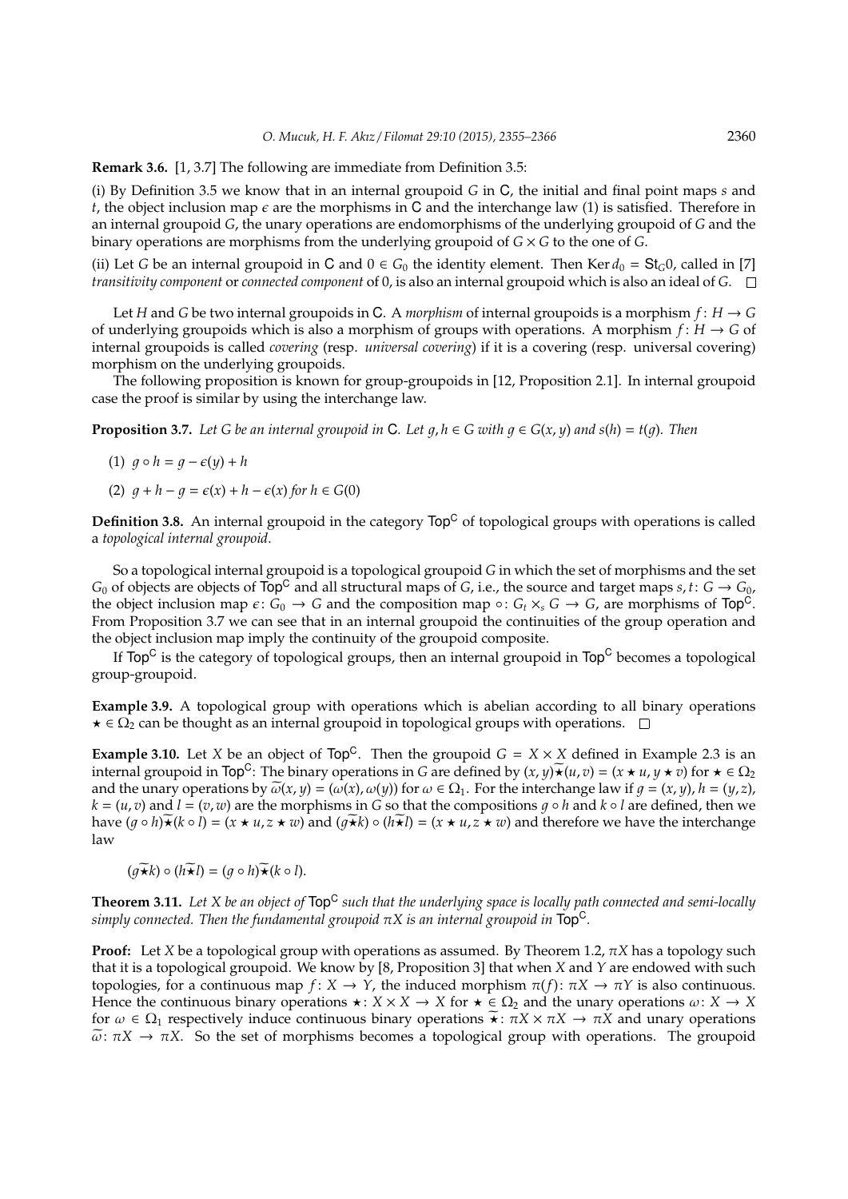**Remark 3.6.** [1, 3.7] The following are immediate from Definition 3.5:

(i) By Definition 3.5 we know that in an internal groupoid $G$ in $\mathsf{C}$, the initial and final point maps $s$ and $t$, the object inclusion map $\epsilon$ are the morphisms in $\mathsf{C}$ and the interchange law (1) is satisfied. Therefore in an internal groupoid $G$, the unary operations are endomorphisms of the underlying groupoid of $G$ and the binary operations are morphisms from the underlying groupoid of $G \times G$ to the one of $G$.

(ii) Let $G$ be an internal groupoid in $\mathsf{C}$ and $0 \in G_0$ the identity element. Then $\mathrm{Ker}\, d_0 = \mathsf{St}_G 0$, called in [7] *transitivity component* or *connected component* of 0, is also an internal groupoid which is also an ideal of $G$. □

Let $H$ and $G$ be two internal groupoids in $\mathsf{C}$. A *morphism* of internal groupoids is a morphism $f\colon H \to G$ of underlying groupoids which is also a morphism of groups with operations. A morphism $f\colon H \to G$ of internal groupoids is called *covering* (resp. *universal covering*) if it is a covering (resp. universal covering) morphism on the underlying groupoids.

The following proposition is known for group-groupoids in [12, Proposition 2.1]. In internal groupoid case the proof is similar by using the interchange law.

**Proposition 3.7.** *Let $G$ be an internal groupoid in $\mathsf{C}$. Let $g, h \in G$ with $g \in G(x,y)$ and $s(h) = t(g)$. Then*

(1) $g \circ h = g - \epsilon(y) + h$

(2) $g + h - g = \epsilon(x) + h - \epsilon(x)$ *for* $h \in G(0)$

**Definition 3.8.** An internal groupoid in the category $\mathsf{Top}^{\mathsf{C}}$ of topological groups with operations is called a *topological internal groupoid*.

So a topological internal groupoid is a topological groupoid $G$ in which the set of morphisms and the set $G_0$ of objects are objects of $\mathsf{Top}^{\mathsf{C}}$ and all structural maps of $G$, i.e., the source and target maps $s, t\colon G \to G_0$, the object inclusion map $\epsilon\colon G_0 \to G$ and the composition map $\circ\colon G_t \times_s G \to G$, are morphisms of $\mathsf{Top}^{\mathsf{C}}$. From Proposition 3.7 we can see that in an internal groupoid the continuities of the group operation and the object inclusion map imply the continuity of the groupoid composite.

If $\mathsf{Top}^{\mathsf{C}}$ is the category of topological groups, then an internal groupoid in $\mathsf{Top}^{\mathsf{C}}$ becomes a topological group-groupoid.

**Example 3.9.** A topological group with operations which is abelian according to all binary operations $\star \in \Omega_2$ can be thought as an internal groupoid in topological groups with operations. □

**Example 3.10.** Let $X$ be an object of $\mathsf{Top}^{\mathsf{C}}$. Then the groupoid $G = X \times X$ defined in Example 2.3 is an internal groupoid in $\mathsf{Top}^{\mathsf{C}}$: The binary operations in $G$ are defined by $(x,y)\widetilde{\star}(u,v) = (x \star u, y \star v)$ for $\star \in \Omega_2$ and the unary operations by $\widetilde{\omega}(x,y) = (\omega(x), \omega(y))$ for $\omega \in \Omega_1$. For the interchange law if $g = (x,y)$, $h = (y,z)$, $k = (u,v)$ and $l = (v,w)$ are the morphisms in $G$ so that the compositions $g \circ h$ and $k \circ l$ are defined, then we have $(g \circ h)\widetilde{\star}(k \circ l) = (x \star u, z \star w)$ and $(g\widetilde{\star}k) \circ (h\widetilde{\star}l) = (x \star u, z \star w)$ and therefore we have the interchange law

$$(g\widetilde{\star}k) \circ (h\widetilde{\star}l) = (g \circ h)\widetilde{\star}(k \circ l).$$

**Theorem 3.11.** *Let $X$ be an object of $\mathsf{Top}^{\mathsf{C}}$ such that the underlying space is locally path connected and semi-locally simply connected. Then the fundamental groupoid $\pi X$ is an internal groupoid in $\mathsf{Top}^{\mathsf{C}}$.*

**Proof:** Let $X$ be a topological group with operations as assumed. By Theorem 1.2, $\pi X$ has a topology such that it is a topological groupoid. We know by [8, Proposition 3] that when $X$ and $Y$ are endowed with such topologies, for a continuous map $f\colon X \to Y$, the induced morphism $\pi(f)\colon \pi X \to \pi Y$ is also continuous. Hence the continuous binary operations $\star\colon X \times X \to X$ for $\star \in \Omega_2$ and the unary operations $\omega\colon X \to X$ for $\omega \in \Omega_1$ respectively induce continuous binary operations $\widetilde{\star}\colon \pi X \times \pi X \to \pi X$ and unary operations $\widetilde{\omega}\colon \pi X \to \pi X$. So the set of morphisms becomes a topological group with operations. The groupoid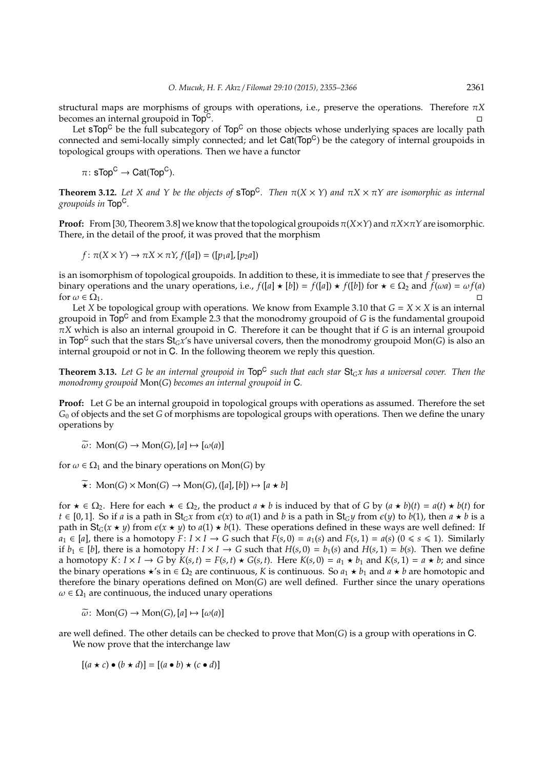structural maps are morphisms of groups with operations, i.e., preserve the operations. Therefore $\pi X$ becomes an internal groupoid in $\mathsf{Top}^{\mathsf{C}}$. □

Let $\mathsf{sTop}^{\mathsf{C}}$ be the full subcategory of $\mathsf{Top}^{\mathsf{C}}$ on those objects whose underlying spaces are locally path connected and semi-locally simply connected; and let $\mathsf{Cat}(\mathsf{Top}^{\mathsf{C}})$ be the category of internal groupoids in topological groups with operations. Then we have a functor

$$\pi\colon \mathsf{sTop}^{\mathsf{C}} \to \mathsf{Cat}(\mathsf{Top}^{\mathsf{C}}).$$

**Theorem 3.12.** *Let $X$ and $Y$ be the objects of $\mathsf{sTop}^{\mathsf{C}}$. Then $\pi(X \times Y)$ and $\pi X \times \pi Y$ are isomorphic as internal groupoids in $\mathsf{Top}^{\mathsf{C}}$.*

**Proof:** From [30, Theorem 3.8] we know that the topological groupoids $\pi(X\times Y)$ and $\pi X\times\pi Y$ are isomorphic. There, in the detail of the proof, it was proved that the morphism

$$f\colon \pi(X \times Y) \to \pi X \times \pi Y, f([a]) = ([p_1a], [p_2a])$$

is an isomorphism of topological groupoids. In addition to these, it is immediate to see that $f$ preserves the binary operations and the unary operations, i.e., $f([a] \star [b]) = f([a]) \star f([b])$ for $\star \in \Omega_2$ and $f(\omega a) = \omega f(a)$ for $\omega \in \Omega_1$. □

Let $X$ be topological group with operations. We know from Example 3.10 that $G = X \times X$ is an internal groupoid in $\mathsf{Top}^{\mathsf{C}}$ and from Example 2.3 that the monodromy groupoid of $G$ is the fundamental groupoid $\pi X$ which is also an internal groupoid in $\mathsf{C}$. Therefore it can be thought that if $G$ is an internal groupoid in $\mathsf{Top}^{\mathsf{C}}$ such that the stars $\mathsf{St}_G x$'s have universal covers, then the monodromy groupoid $\mathrm{Mon}(G)$ is also an internal groupoid or not in $\mathsf{C}$. In the following theorem we reply this question.

**Theorem 3.13.** *Let $G$ be an internal groupoid in $\mathsf{Top}^{\mathsf{C}}$ such that each star $\mathsf{St}_G x$ has a universal cover. Then the monodromy groupoid $\mathrm{Mon}(G)$ becomes an internal groupoid in $\mathsf{C}$.*

**Proof:** Let $G$ be an internal groupoid in topological groups with operations as assumed. Therefore the set $G_0$ of objects and the set $G$ of morphisms are topological groups with operations. Then we define the unary operations by

$$\widetilde{\omega}\colon \mathrm{Mon}(G) \to \mathrm{Mon}(G), [a] \mapsto [\omega(a)]$$

for $\omega \in \Omega_1$ and the binary operations on $\mathrm{Mon}(G)$ by

$$\widetilde{\star}\colon \mathrm{Mon}(G) \times \mathrm{Mon}(G) \to \mathrm{Mon}(G), ([a], [b]) \mapsto [a \star b]$$

for $\star \in \Omega_2$. Here for each $\star \in \Omega_2$, the product $a \star b$ is induced by that of $G$ by $(a \star b)(t) = a(t) \star b(t)$ for $t \in [0, 1]$. So if $a$ is a path in $\mathsf{St}_G x$ from $\epsilon(x)$ to $a(1)$ and $b$ is a path in $\mathsf{St}_G y$ from $\epsilon(y)$ to $b(1)$, then $a \star b$ is a path in $\mathsf{St}_G(x \star y)$ from $\epsilon(x \star y)$ to $a(1) \star b(1)$. These operations defined in these ways are well defined: If $a_1 \in [a]$, there is a homotopy $F\colon I \times I \to G$ such that $F(s, 0) = a_1(s)$ and $F(s, 1) = a(s)$ $(0 \leqslant s \leqslant 1)$. Similarly if $b_1 \in [b]$, there is a homotopy $H\colon I \times I \to G$ such that $H(s, 0) = b_1(s)$ and $H(s, 1) = b(s)$. Then we define a homotopy $K\colon I \times I \to G$ by $K(s, t) = F(s, t) \star G(s, t)$. Here $K(s, 0) = a_1 \star b_1$ and $K(s, 1) = a \star b$; and since the binary operations $\star$'s in $\in \Omega_2$ are continuous, $K$ is continuous. So $a_1 \star b_1$ and $a \star b$ are homotopic and therefore the binary operations defined on $\mathrm{Mon}(G)$ are well defined. Further since the unary operations $\omega \in \Omega_1$ are continuous, the induced unary operations

$$\widetilde{\omega}\colon \mathrm{Mon}(G) \to \mathrm{Mon}(G), [a] \mapsto [\omega(a)]$$

are well defined. The other details can be checked to prove that $\mathrm{Mon}(G)$ is a group with operations in $\mathsf{C}$.

We now prove that the interchange law

$$[(a \star c) \bullet (b \star d)] = [(a \bullet b) \star (c \bullet d)]$$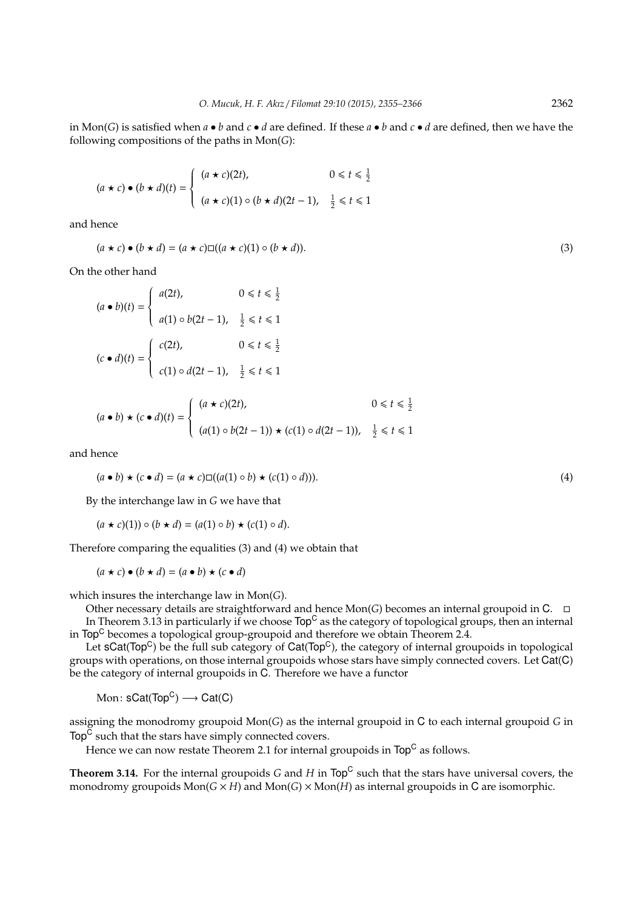in $\mathrm{Mon}(G)$ is satisfied when $a \bullet b$ and $c \bullet d$ are defined. If these $a \bullet b$ and $c \bullet d$ are defined, then we have the following compositions of the paths in $\mathrm{Mon}(G)$:

$$(a \star c) \bullet (b \star d)(t) = \begin{cases} (a \star c)(2t), & 0 \leqslant t \leqslant \frac{1}{2} \\ (a \star c)(1) \circ (b \star d)(2t-1), & \frac{1}{2} \leqslant t \leqslant 1 \end{cases}$$

and hence

$$(a \star c) \bullet (b \star d) = (a \star c) \Box ((a \star c)(1) \circ (b \star d)). \tag{3}$$

On the other hand

$$(a \bullet b)(t) = \begin{cases} a(2t), & 0 \leqslant t \leqslant \frac{1}{2} \\ a(1) \circ b(2t-1), & \frac{1}{2} \leqslant t \leqslant 1 \end{cases}$$

$$(c \bullet d)(t) = \begin{cases} c(2t), & 0 \leqslant t \leqslant \frac{1}{2} \\ c(1) \circ d(2t-1), & \frac{1}{2} \leqslant t \leqslant 1 \end{cases}$$

$$(a \bullet b) \star (c \bullet d)(t) = \begin{cases} (a \star c)(2t), & 0 \leqslant t \leqslant \frac{1}{2} \\ (a(1) \circ b(2t-1)) \star (c(1) \circ d(2t-1)), & \frac{1}{2} \leqslant t \leqslant 1 \end{cases}$$

and hence

$$(a \bullet b) \star (c \bullet d) = (a \star c) \Box ((a(1) \circ b) \star (c(1) \circ d))). \tag{4}$$

By the interchange law in $G$ we have that

$$(a \star c)(1)) \circ (b \star d) = (a(1) \circ b) \star (c(1) \circ d).$$

Therefore comparing the equalities (3) and (4) we obtain that

$$(a \star c) \bullet (b \star d) = (a \bullet b) \star (c \bullet d)$$

which insures the interchange law in $\mathrm{Mon}(G)$.

Other necessary details are straightforward and hence $\mathrm{Mon}(G)$ becomes an internal groupoid in $\mathsf{C}$. $\Box$

In Theorem 3.13 in particularly if we choose $\mathsf{Top}^{\mathsf{C}}$ as the category of topological groups, then an internal in $\mathsf{Top}^{\mathsf{C}}$ becomes a topological group-groupoid and therefore we obtain Theorem 2.4.

Let $\mathsf{sCat}(\mathsf{Top}^{\mathsf{C}})$ be the full sub category of $\mathsf{Cat}(\mathsf{Top}^{\mathsf{C}})$, the category of internal groupoids in topological groups with operations, on those internal groupoids whose stars have simply connected covers. Let $\mathsf{Cat}(\mathsf{C})$ be the category of internal groupoids in $\mathsf{C}$. Therefore we have a functor

$$\mathrm{Mon}\colon \mathsf{sCat}(\mathsf{Top}^{\mathsf{C}}) \longrightarrow \mathsf{Cat}(\mathsf{C})$$

assigning the monodromy groupoid $\mathrm{Mon}(G)$ as the internal groupoid in $\mathsf{C}$ to each internal groupoid $G$ in $\mathsf{Top}^{\mathsf{C}}$ such that the stars have simply connected covers.

Hence we can now restate Theorem 2.1 for internal groupoids in $\mathsf{Top}^{\mathsf{C}}$ as follows.

**Theorem 3.14.** For the internal groupoids $G$ and $H$ in $\mathsf{Top}^{\mathsf{C}}$ such that the stars have universal covers, the monodromy groupoids $\mathrm{Mon}(G \times H)$ and $\mathrm{Mon}(G) \times \mathrm{Mon}(H)$ as internal groupoids in $\mathsf{C}$ are isomorphic.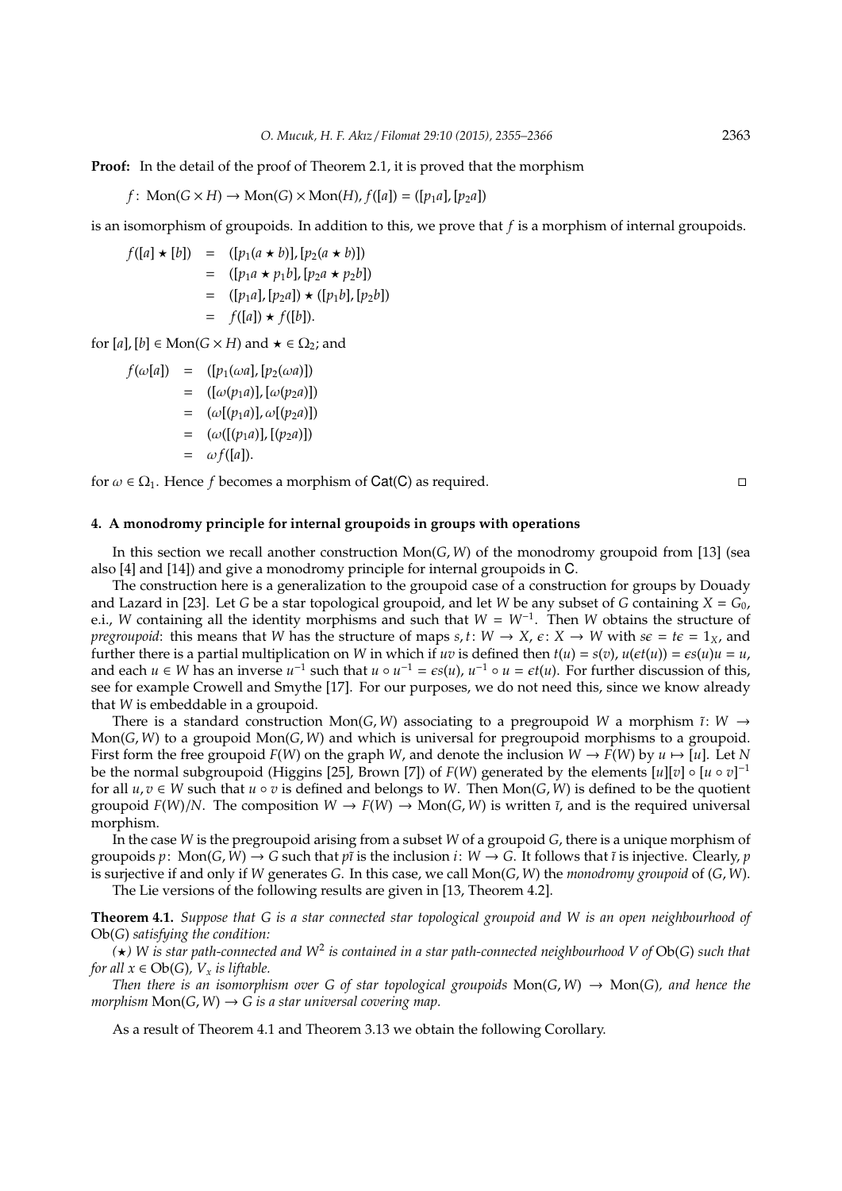**Proof:** In the detail of the proof of Theorem 2.1, it is proved that the morphism

$$f\colon \operatorname{Mon}(G\times H)\to \operatorname{Mon}(G)\times \operatorname{Mon}(H),\ f([a])=([p_1a],[p_2a])$$

is an isomorphism of groupoids. In addition to this, we prove that $f$ is a morphism of internal groupoids.

$$\begin{aligned}
f([a]\star[b]) &= ([p_1(a\star b)],[p_2(a\star b)])\\
&= ([p_1a\star p_1b],[p_2a\star p_2b])\\
&= ([p_1a],[p_2a])\star([p_1b],[p_2b])\\
&= f([a])\star f([b]).
\end{aligned}$$

for $[a],[b]\in \operatorname{Mon}(G\times H)$ and $\star\in\Omega_2$; and

$$\begin{aligned}
f(\omega[a]) &= ([p_1(\omega a)],[p_2(\omega a)])\\
&= ([\omega(p_1a)],[\omega(p_2a)])\\
&= (\omega[(p_1a)],\omega[(p_2a)])\\
&= (\omega([(p_1a)],[(p_2a)])\\
&= \omega f([a]).
\end{aligned}$$

for $\omega\in\Omega_1$. Hence $f$ becomes a morphism of $\mathsf{Cat}(\mathsf{C})$ as required. □

#### 4. A monodromy principle for internal groupoids in groups with operations

In this section we recall another construction $\operatorname{Mon}(G,W)$ of the monodromy groupoid from [13] (sea also [4] and [14]) and give a monodromy principle for internal groupoids in $\mathsf{C}$.

The construction here is a generalization to the groupoid case of a construction for groups by Douady and Lazard in [23]. Let $G$ be a star topological groupoid, and let $W$ be any subset of $G$ containing $X=G_0$, e.i., $W$ containing all the identity morphisms and such that $W=W^{-1}$. Then $W$ obtains the structure of *pregroupoid*: this means that $W$ has the structure of maps $s,t\colon W\to X$, $\epsilon\colon X\to W$ with $s\epsilon=t\epsilon=1_X$, and further there is a partial multiplication on $W$ in which if $uv$ is defined then $t(u)=s(v)$, $u(\epsilon t(u))=\epsilon s(u)u=u$, and each $u\in W$ has an inverse $u^{-1}$ such that $u\circ u^{-1}=\epsilon s(u)$, $u^{-1}\circ u=\epsilon t(u)$. For further discussion of this, see for example Crowell and Smythe [17]. For our purposes, we do not need this, since we know already that $W$ is embeddable in a groupoid.

There is a standard construction $\operatorname{Mon}(G,W)$ associating to a pregroupoid $W$ a morphism $\tilde{\imath}\colon W\to \operatorname{Mon}(G,W)$ to a groupoid $\operatorname{Mon}(G,W)$ and which is universal for pregroupoid morphisms to a groupoid. First form the free groupoid $F(W)$ on the graph $W$, and denote the inclusion $W\to F(W)$ by $u\mapsto [u]$. Let $N$ be the normal subgroupoid (Higgins [25], Brown [7]) of $F(W)$ generated by the elements $[u][v]\circ[u\circ v]^{-1}$ for all $u,v\in W$ such that $u\circ v$ is defined and belongs to $W$. Then $\operatorname{Mon}(G,W)$ is defined to be the quotient groupoid $F(W)/N$. The composition $W\to F(W)\to \operatorname{Mon}(G,W)$ is written $\tilde{\imath}$, and is the required universal morphism.

In the case $W$ is the pregroupoid arising from a subset $W$ of a groupoid $G$, there is a unique morphism of groupoids $p\colon \operatorname{Mon}(G,W)\to G$ such that $p\tilde{\imath}$ is the inclusion $i\colon W\to G$. It follows that $\tilde{\imath}$ is injective. Clearly, $p$ is surjective if and only if $W$ generates $G$. In this case, we call $\operatorname{Mon}(G,W)$ the *monodromy groupoid* of $(G,W)$.

The Lie versions of the following results are given in [13, Theorem 4.2].

**Theorem 4.1.** *Suppose that $G$ is a star connected star topological groupoid and $W$ is an open neighbourhood of* $\operatorname{Ob}(G)$ *satisfying the condition:*

*($\star$) $W$ is star path-connected and $W^2$ is contained in a star path-connected neighbourhood $V$ of* $\operatorname{Ob}(G)$ *such that for all $x\in\operatorname{Ob}(G)$, $V_x$ is liftable.*

*Then there is an isomorphism over $G$ of star topological groupoids $\operatorname{Mon}(G,W)\to\operatorname{Mon}(G)$, and hence the morphism $\operatorname{Mon}(G,W)\to G$ is a star universal covering map.*

As a result of Theorem 4.1 and Theorem 3.13 we obtain the following Corollary.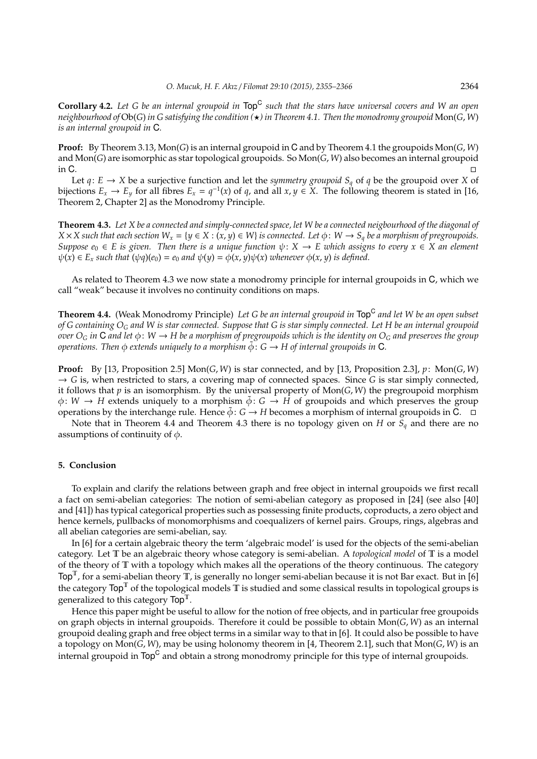**Corollary 4.2.** *Let $G$ be an internal groupoid in $\mathsf{Top}^{\mathsf{C}}$ such that the stars have universal covers and $W$ an open neighbourhood of* $\mathrm{Ob}(G)$ *in $G$ satisfying the condition $(\star)$ in Theorem 4.1. Then the monodromy groupoid* $\mathrm{Mon}(G, W)$ *is an internal groupoid in* $\mathsf{C}$*.*

**Proof:** By Theorem 3.13, $\mathrm{Mon}(G)$ is an internal groupoid in $\mathsf{C}$ and by Theorem 4.1 the groupoids $\mathrm{Mon}(G, W)$ and $\mathrm{Mon}(G)$ are isomorphic as star topological groupoids. So $\mathrm{Mon}(G, W)$ also becomes an internal groupoid in $\mathsf{C}$. □

Let $q\colon E \to X$ be a surjective function and let the *symmetry groupoid* $S_q$ of $q$ be the groupoid over $X$ of bijections $E_x \to E_y$ for all fibres $E_x = q^{-1}(x)$ of $q$, and all $x, y \in X$. The following theorem is stated in [16, Theorem 2, Chapter 2] as the Monodromy Principle.

**Theorem 4.3.** *Let $X$ be a connected and simply-connected space, let $W$ be a connected neigbourhood of the diagonal of $X \times X$ such that each section $W_x = \{y \in X : (x, y) \in W\}$ is connected. Let $\phi\colon W \to S_q$ be a morphism of pregroupoids. Suppose $e_0 \in E$ is given. Then there is a unique function $\psi\colon X \to E$ which assigns to every $x \in X$ an element $\psi(x) \in E_x$ such that $(\psi q)(e_0) = e_0$ and $\psi(y) = \phi(x, y)\psi(x)$ whenever $\phi(x, y)$ is defined.*

As related to Theorem 4.3 we now state a monodromy principle for internal groupoids in $\mathsf{C}$, which we call "weak" because it involves no continuity conditions on maps.

**Theorem 4.4.** (Weak Monodromy Principle) *Let $G$ be an internal groupoid in $\mathsf{Top}^{\mathsf{C}}$ and let $W$ be an open subset of $G$ containing $O_G$ and $W$ is star connected. Suppose that $G$ is star simply connected. Let $H$ be an internal groupoid over $O_G$ in $\mathsf{C}$ and let $\phi\colon W \to H$ be a morphism of pregroupoids which is the identity on $O_G$ and preserves the group operations. Then $\phi$ extends uniquely to a morphism $\tilde{\phi}\colon G \to H$ of internal groupoids in $\mathsf{C}$.*

**Proof:** By [13, Proposition 2.5] $\mathrm{Mon}(G, W)$ is star connected, and by [13, Proposition 2.3], $p\colon \mathrm{Mon}(G, W) \to G$ is, when restricted to stars, a covering map of connected spaces. Since $G$ is star simply connected, it follows that $p$ is an isomorphism. By the universal property of $\mathrm{Mon}(G, W)$ the pregroupoid morphism $\phi\colon W \to H$ extends uniquely to a morphism $\tilde{\phi}\colon G \to H$ of groupoids and which preserves the group operations by the interchange rule. Hence $\tilde{\phi}\colon G \to H$ becomes a morphism of internal groupoids in $\mathsf{C}$. □

Note that in Theorem 4.4 and Theorem 4.3 there is no topology given on $H$ or $S_q$ and there are no assumptions of continuity of $\phi$.

## 5. Conclusion

To explain and clarify the relations between graph and free object in internal groupoids we first recall a fact on semi-abelian categories: The notion of semi-abelian category as proposed in [24] (see also [40] and [41]) has typical categorical properties such as possessing finite products, coproducts, a zero object and hence kernels, pullbacks of monomorphisms and coequalizers of kernel pairs. Groups, rings, algebras and all abelian categories are semi-abelian, say.

In [6] for a certain algebraic theory the term 'algebraic model' is used for the objects of the semi-abelian category. Let $\mathbb{T}$ be an algebraic theory whose category is semi-abelian. A *topological model* of $\mathbb{T}$ is a model of the theory of $\mathbb{T}$ with a topology which makes all the operations of the theory continuous. The category $\mathsf{Top}^{\mathbb{T}}$, for a semi-abelian theory $\mathbb{T}$, is generally no longer semi-abelian because it is not Bar exact. But in [6] the category $\mathsf{Top}^{\mathbb{T}}$ of the topological models $\mathbb{T}$ is studied and some classical results in topological groups is generalized to this category $\mathsf{Top}^{\mathbb{T}}$.

Hence this paper might be useful to allow for the notion of free objects, and in particular free groupoids on graph objects in internal groupoids. Therefore it could be possible to obtain $\mathrm{Mon}(G, W)$ as an internal groupoid dealing graph and free object terms in a similar way to that in [6]. It could also be possible to have a topology on $\mathrm{Mon}(G, W)$, may be using holonomy theorem in [4, Theorem 2.1], such that $\mathrm{Mon}(G, W)$ is an internal groupoid in $\mathsf{Top}^{\mathsf{C}}$ and obtain a strong monodromy principle for this type of internal groupoids.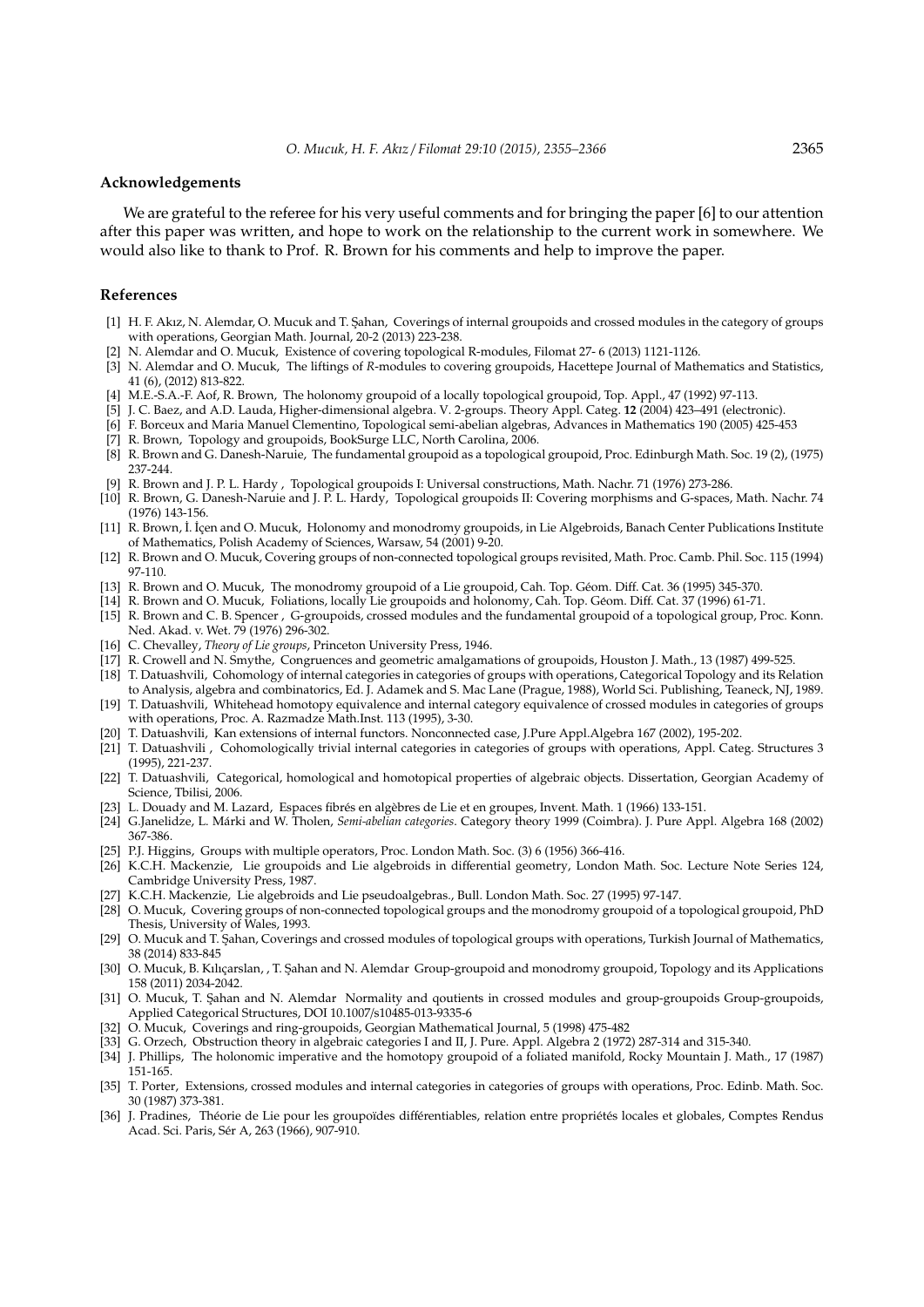## Acknowledgements

We are grateful to the referee for his very useful comments and for bringing the paper [6] to our attention after this paper was written, and hope to work on the relationship to the current work in somewhere. We would also like to thank to Prof. R. Brown for his comments and help to improve the paper.

## References

- [1] H. F. Akız, N. Alemdar, O. Mucuk and T. Şahan, Coverings of internal groupoids and crossed modules in the category of groups with operations, Georgian Math. Journal, 20-2 (2013) 223-238.
- [2] N. Alemdar and O. Mucuk, Existence of covering topological R-modules, Filomat 27- 6 (2013) 1121-1126.
- [3] N. Alemdar and O. Mucuk, The liftings of *R*-modules to covering groupoids, Hacettepe Journal of Mathematics and Statistics, 41 (6), (2012) 813-822.
- [4] M.E.-S.A.-F. Aof, R. Brown, The holonomy groupoid of a locally topological groupoid, Top. Appl., 47 (1992) 97-113.
- [5] J. C. Baez, and A.D. Lauda, Higher-dimensional algebra. V. 2-groups. Theory Appl. Categ. **12** (2004) 423–491 (electronic).
- [6] F. Borceux and Maria Manuel Clementino, Topological semi-abelian algebras, Advances in Mathematics 190 (2005) 425-453
- [7] R. Brown, Topology and groupoids, BookSurge LLC, North Carolina, 2006.
- [8] R. Brown and G. Danesh-Naruie, The fundamental groupoid as a topological groupoid, Proc. Edinburgh Math. Soc. 19 (2), (1975) 237-244.
- [9] R. Brown and J. P. L. Hardy , Topological groupoids I: Universal constructions, Math. Nachr. 71 (1976) 273-286.
- [10] R. Brown, G. Danesh-Naruie and J. P. L. Hardy, Topological groupoids II: Covering morphisms and G-spaces, Math. Nachr. 74 (1976) 143-156.
- [11] R. Brown, İ. İçen and O. Mucuk, Holonomy and monodromy groupoids, in Lie Algebroids, Banach Center Publications Institute of Mathematics, Polish Academy of Sciences, Warsaw, 54 (2001) 9-20.
- [12] R. Brown and O. Mucuk, Covering groups of non-connected topological groups revisited, Math. Proc. Camb. Phil. Soc. 115 (1994) 97-110.
- [13] R. Brown and O. Mucuk, The monodromy groupoid of a Lie groupoid, Cah. Top. Géom. Diff. Cat. 36 (1995) 345-370.
- [14] R. Brown and O. Mucuk, Foliations, locally Lie groupoids and holonomy, Cah. Top. Géom. Diff. Cat. 37 (1996) 61-71.
- [15] R. Brown and C. B. Spencer , G-groupoids, crossed modules and the fundamental groupoid of a topological group, Proc. Konn. Ned. Akad. v. Wet. 79 (1976) 296-302.
- [16] C. Chevalley, *Theory of Lie groups*, Princeton University Press, 1946.
- [17] R. Crowell and N. Smythe, Congruences and geometric amalgamations of groupoids, Houston J. Math., 13 (1987) 499-525.
- [18] T. Datuashvili, Cohomology of internal categories in categories of groups with operations, Categorical Topology and its Relation to Analysis, algebra and combinatorics, Ed. J. Adamek and S. Mac Lane (Prague, 1988), World Sci. Publishing, Teaneck, NJ, 1989.
- [19] T. Datuashvili, Whitehead homotopy equivalence and internal category equivalence of crossed modules in categories of groups with operations, Proc. A. Razmadze Math.Inst. 113 (1995), 3-30.
- [20] T. Datuashvili, Kan extensions of internal functors. Nonconnected case, J.Pure Appl.Algebra 167 (2002), 195-202.
- [21] T. Datuashvili , Cohomologically trivial internal categories in categories of groups with operations, Appl. Categ. Structures 3 (1995), 221-237.
- [22] T. Datuashvili, Categorical, homological and homotopical properties of algebraic objects. Dissertation, Georgian Academy of Science, Tbilisi, 2006.
- [23] L. Douady and M. Lazard, Espaces fibrés en algèbres de Lie et en groupes, Invent. Math. 1 (1966) 133-151.
- [24] G.Janelidze, L. Márki and W. Tholen, *Semi-abelian categories*. Category theory 1999 (Coimbra). J. Pure Appl. Algebra 168 (2002) 367-386.
- [25] P.J. Higgins, Groups with multiple operators, Proc. London Math. Soc. (3) 6 (1956) 366-416.
- [26] K.C.H. Mackenzie, Lie groupoids and Lie algebroids in differential geometry, London Math. Soc. Lecture Note Series 124, Cambridge University Press, 1987.
- [27] K.C.H. Mackenzie, Lie algebroids and Lie pseudoalgebras., Bull. London Math. Soc. 27 (1995) 97-147.
- [28] O. Mucuk, Covering groups of non-connected topological groups and the monodromy groupoid of a topological groupoid, PhD Thesis, University of Wales, 1993.
- [29] O. Mucuk and T. Şahan, Coverings and crossed modules of topological groups with operations, Turkish Journal of Mathematics, 38 (2014) 833-845
- [30] O. Mucuk, B. Kılıçarslan, , T. Şahan and N. Alemdar Group-groupoid and monodromy groupoid, Topology and its Applications 158 (2011) 2034-2042.
- [31] O. Mucuk, T. Şahan and N. Alemdar Normality and qoutients in crossed modules and group-groupoids Group-groupoids, Applied Categorical Structures, DOI 10.1007/s10485-013-9335-6
- [32] O. Mucuk, Coverings and ring-groupoids, Georgian Mathematical Journal, 5 (1998) 475-482
- [33] G. Orzech, Obstruction theory in algebraic categories I and II, J. Pure. Appl. Algebra 2 (1972) 287-314 and 315-340.
- [34] J. Phillips, The holonomic imperative and the homotopy groupoid of a foliated manifold, Rocky Mountain J. Math., 17 (1987) 151-165.
- [35] T. Porter, Extensions, crossed modules and internal categories in categories of groups with operations, Proc. Edinb. Math. Soc. 30 (1987) 373-381.
- [36] J. Pradines, Théorie de Lie pour les groupoïdes différentiables, relation entre propriétés locales et globales, Comptes Rendus Acad. Sci. Paris, Sér A, 263 (1966), 907-910.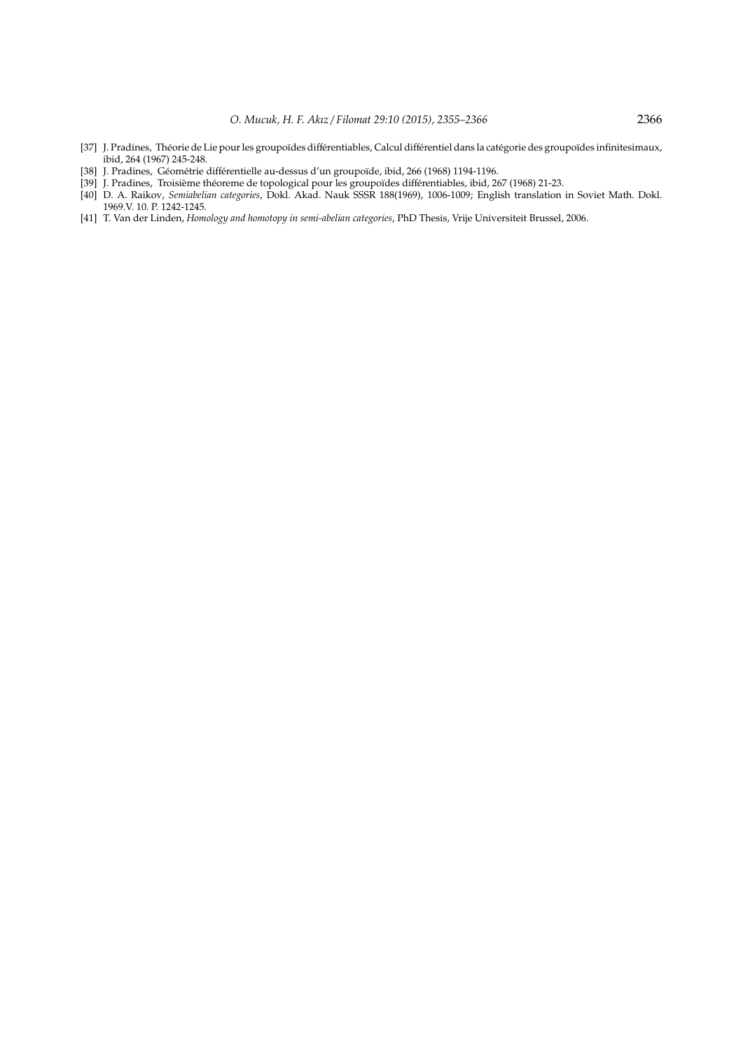[37] J. Pradines, Théorie de Lie pour les groupoïdes différentiables, Calcul différentiel dans la catégorie des groupoïdes infinitesimaux, ibid, 264 (1967) 245-248.

[38] J. Pradines, Géométrie différentielle au-dessus d'un groupoïde, ibid, 266 (1968) 1194-1196.

[39] J. Pradines, Troisième théoreme de topological pour les groupoïdes différentiables, ibid, 267 (1968) 21-23.

[40] D. A. Raikov, *Semiabelian categories*, Dokl. Akad. Nauk SSSR 188(1969), 1006-1009; English translation in Soviet Math. Dokl. 1969.V. 10. P. 1242-1245.

[41] T. Van der Linden, *Homology and homotopy in semi-abelian categories*, PhD Thesis, Vrije Universiteit Brussel, 2006.